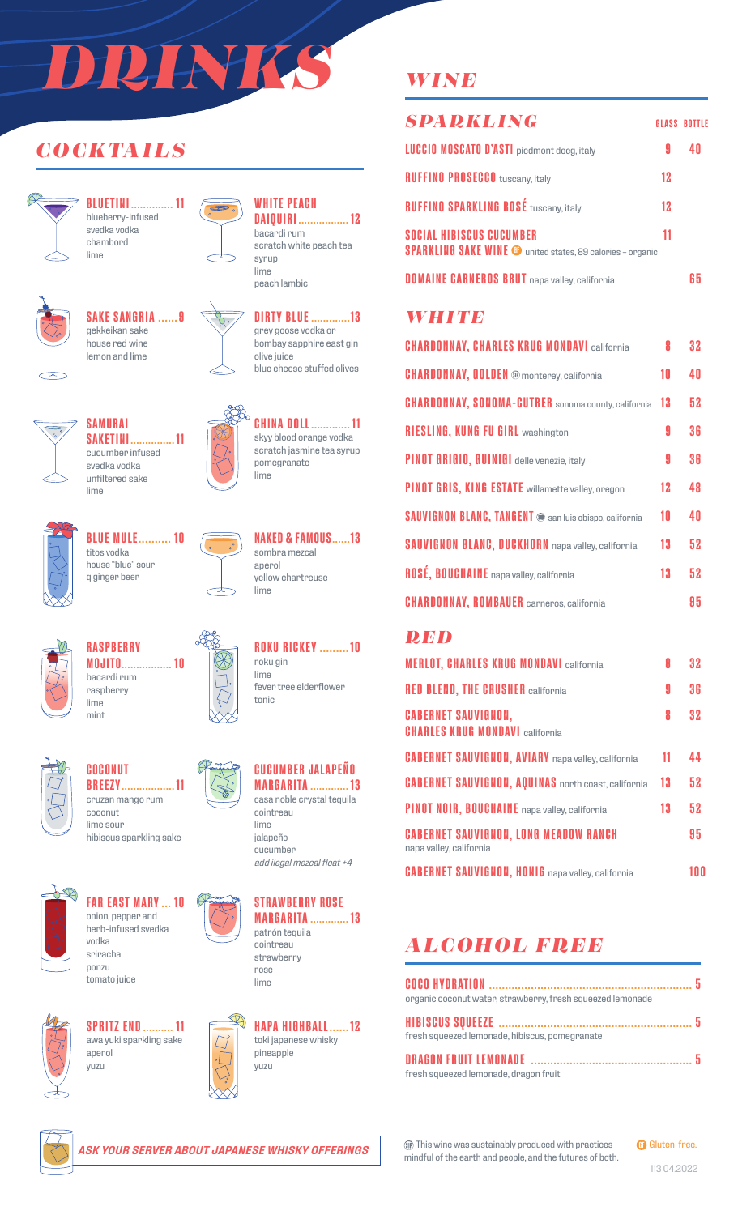# DRINKS

## COCKTAILS

**BLUETINI ............. 11**
blueberry-infused
svedka vodka
chambord
lime

**WHITE PEACH DAIQUIRI ................. 12**
bacardi rum
scratch white peach tea syrup
lime
peach lambic

**SAKE SANGRIA ...... 9**
gekkeikan sake
house red wine
lemon and lime

**DIRTY BLUE ............. 13**
grey goose vodka or
bombay sapphire east gin
olive juice
blue cheese stuffed olives

**SAMURAI SAKETINI ............... 11**
cucumber infused
svedka vodka
unfiltered sake
lime

**CHINA DOLL ............. 11**
skyy blood orange vodka
scratch jasmine tea syrup
pomegranate
lime

**BLUE MULE .......... 10**
titos vodka
house "blue" sour
q ginger beer

**NAKED & FAMOUS ...... 13**
sombra mezcal
aperol
yellow chartreuse
lime

**RASPBERRY MOJITO ................. 10**
bacardi rum
raspberry
lime
mint

**ROKU RICKEY ......... 10**
roku gin
lime
fever tree elderflower tonic

**COCONUT BREEZY ................. 11**
cruzan mango rum
coconut
lime sour
hibiscus sparkling sake

**CUCUMBER JALAPEÑO MARGARITA ............. 13**
casa noble crystal tequila
cointreau
lime
jalapeño
cucumber
*add ilegal mezcal float +4*

**FAR EAST MARY ... 10**
onion, pepper and herb-infused svedka vodka
sriracha
ponzu
tomato juice

**STRAWBERRY ROSE MARGARITA ............. 13**
patrón tequila
cointreau
strawberry
rose
lime

**SPRITZ END .......... 11**
awa yuki sparkling sake
aperol
yuzu

**HAPA HIGHBALL ...... 12**
toki japanese whisky
pineapple
yuzu

***ASK YOUR SERVER ABOUT JAPANESE WHISKY OFFERINGS***

## WINE

### SPARKLING

| | GLASS | BOTTLE |
|---|---|---|
| **LUCCIO MOSCATO D'ASTI** piedmont docg, italy | 9 | 40 |
| **RUFFINO PROSECCO** tuscany, italy | 12 | |
| **RUFFINO SPARKLING ROSÉ** tuscany, italy | 12 | |
| **SOCIAL HIBISCUS CUCUMBER SPARKLING SAKE WINE** (GF) united states, 89 calories – organic | 11 | |
| **DOMAINE CARNEROS BRUT** napa valley, california | | 65 |

### WHITE

| | GLASS | BOTTLE |
|---|---|---|
| **CHARDONNAY, CHARLES KRUG MONDAVI** california | 8 | 32 |
| **CHARDONNAY, GOLDEN** (SP) monterey, california | 10 | 40 |
| **CHARDONNAY, SONOMA-CUTRER** sonoma county, california | 13 | 52 |
| **RIESLING, KUNG FU GIRL** washington | 9 | 36 |
| **PINOT GRIGIO, GUINIGI** delle venezie, italy | 9 | 36 |
| **PINOT GRIS, KING ESTATE** willamette valley, oregon | 12 | 48 |
| **SAUVIGNON BLANC, TANGENT** (SP) san luis obispo, california | 10 | 40 |
| **SAUVIGNON BLANC, DUCKHORN** napa valley, california | 13 | 52 |
| **ROSÉ, BOUCHAINE** napa valley, california | 13 | 52 |
| **CHARDONNAY, ROMBAUER** carneros, california | | 95 |

### RED

| | GLASS | BOTTLE |
|---|---|---|
| **MERLOT, CHARLES KRUG MONDAVI** california | 8 | 32 |
| **RED BLEND, THE CRUSHER** california | 9 | 36 |
| **CABERNET SAUVIGNON, CHARLES KRUG MONDAVI** california | 8 | 32 |
| **CABERNET SAUVIGNON, AVIARY** napa valley, california | 11 | 44 |
| **CABERNET SAUVIGNON, AQUINAS** north coast, california | 13 | 52 |
| **PINOT NOIR, BOUCHAINE** napa valley, california | 13 | 52 |
| **CABERNET SAUVIGNON, LONG MEADOW RANCH** napa valley, california | | 95 |
| **CABERNET SAUVIGNON, HONIG** napa valley, california | | 100 |

## ALCOHOL FREE

**COCO HYDRATION ............................................................... 5**
organic coconut water, strawberry, fresh squeezed lemonade

**HIBISCUS SQUEEZE ............................................................. 5**
fresh squeezed lemonade, hibiscus, pomegranate

**DRAGON FRUIT LEMONADE .................................................. 5**
fresh squeezed lemonade, dragon fruit

(SP) This wine was sustainably produced with practices mindful of the earth and people, and the futures of both.

(GF) Gluten-free.

113 04.2022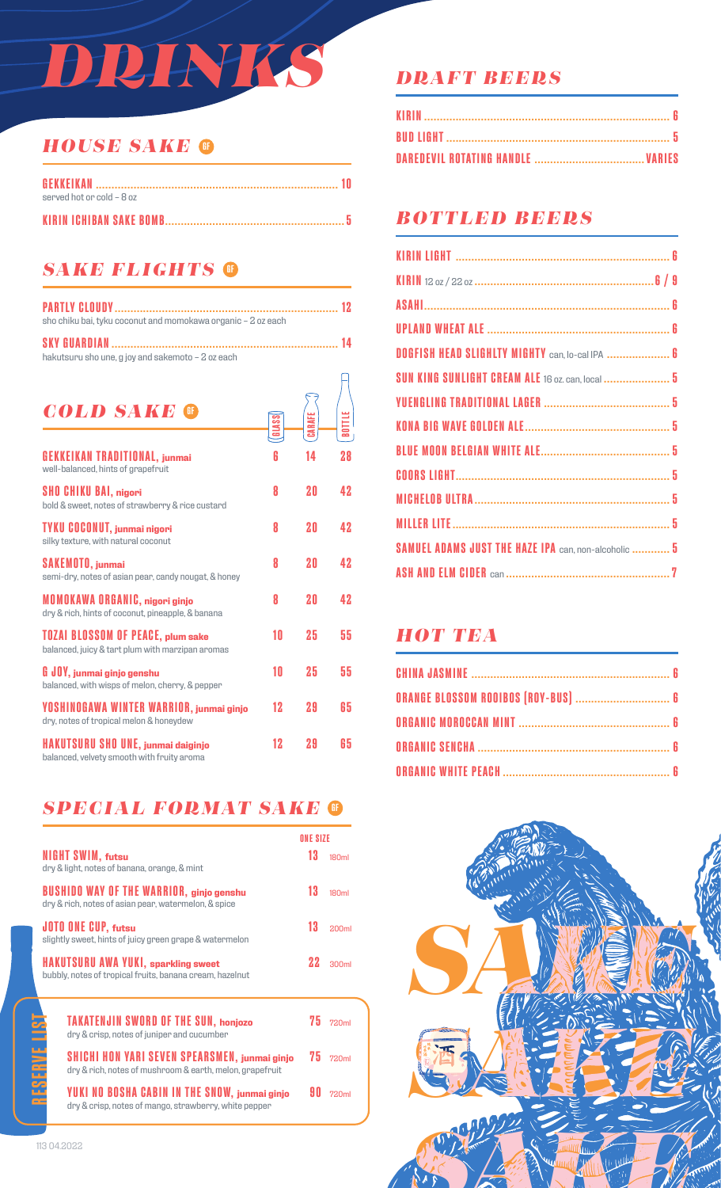# DRINKS

## HOUSE SAKE GF

**GEKKEIKAN** ............ 10
served hot or cold – 8 oz

**KIRIN ICHIBAN SAKE BOMB** ............ 5

## SAKE FLIGHTS GF

**PARTLY CLOUDY** ............ 12
sho chiku bai, tyku coconut and momokawa organic – 2 oz each

**SKY GUARDIAN** ............ 14
hakutsuru sho une, g joy and sakemoto – 2 oz each

## COLD SAKE GF

| | GLASS | CARAFE | BOTTLE |
|---|---|---|---|
| **GEKKEIKAN TRADITIONAL, junmai**<br>well-balanced, hints of grapefruit | 6 | 14 | 28 |
| **SHO CHIKU BAI, nigori**<br>bold & sweet, notes of strawberry & rice custard | 8 | 20 | 42 |
| **TYKU COCONUT, junmai nigori**<br>silky texture, with natural coconut | 8 | 20 | 42 |
| **SAKEMOTO, junmai**<br>semi-dry, notes of asian pear, candy nougat, & honey | 8 | 20 | 42 |
| **MOMOKAWA ORGANIC, nigori ginjo**<br>dry & rich, hints of coconut, pineapple, & banana | 8 | 20 | 42 |
| **TOZAI BLOSSOM OF PEACE, plum sake**<br>balanced, juicy & tart plum with marzipan aromas | 10 | 25 | 55 |
| **G JOY, junmai ginjo genshu**<br>balanced, with wisps of melon, cherry, & pepper | 10 | 25 | 55 |
| **YOSHINOGAWA WINTER WARRIOR, junmai ginjo**<br>dry, notes of tropical melon & honeydew | 12 | 29 | 65 |
| **HAKUTSURU SHO UNE, junmai daiginjo**<br>balanced, velvety smooth with fruity aroma | 12 | 29 | 65 |

## SPECIAL FORMAT SAKE GF

| | ONE SIZE | |
|---|---|---|
| **NIGHT SWIM, futsu**<br>dry & light, notes of banana, orange, & mint | 13 | 180ml |
| **BUSHIDO WAY OF THE WARRIOR, ginjo genshu**<br>dry & rich, notes of asian pear, watermelon, & spice | 13 | 180ml |
| **JOTO ONE CUP, futsu**<br>slightly sweet, hints of juicy green grape & watermelon | 13 | 200ml |
| **HAKUTSURU AWA YUKI, sparkling sweet**<br>bubbly, notes of tropical fruits, banana cream, hazelnut | 22 | 300ml |

### RESERVE LIST

| | | |
|---|---|---|
| **TAKATENJIN SWORD OF THE SUN, honjozo**<br>dry & crisp, notes of juniper and cucumber | 75 | 720ml |
| **SHICHI HON YARI SEVEN SPEARSMEN, junmai ginjo**<br>dry & rich, notes of mushroom & earth, melon, grapefruit | 75 | 720ml |
| **YUKI NO BOSHA CABIN IN THE SNOW, junmai ginjo**<br>dry & crisp, notes of mango, strawberry, white pepper | 90 | 720ml |

## DRAFT BEERS

**KIRIN** ............ 6
**BUD LIGHT** ............ 5
**DAREDEVIL ROTATING HANDLE** ............ VARIES

## BOTTLED BEERS

**KIRIN LIGHT** ............ 6
**KIRIN** 12 oz / 22 oz ............ 6 / 9
**ASAHI** ............ 6
**UPLAND WHEAT ALE** ............ 6
**DOGFISH HEAD SLIGHLTY MIGHTY** can, lo-cal IPA ............ 6
**SUN KING SUNLIGHT CREAM ALE** 16 oz. can, local ............ 5
**YUENGLING TRADITIONAL LAGER** ............ 5
**KONA BIG WAVE GOLDEN ALE** ............ 5
**BLUE MOON BELGIAN WHITE ALE** ............ 5
**COORS LIGHT** ............ 5
**MICHELOB ULTRA** ............ 5
**MILLER LITE** ............ 5
**SAMUEL ADAMS JUST THE HAZE IPA** can, non-alcoholic ............ 5
**ASH AND ELM CIDER** can ............ 7

## HOT TEA

**CHINA JASMINE** ............ 6
**ORANGE BLOSSOM ROOIBOS (ROY-BUS)** ............ 6
**ORGANIC MOROCCAN MINT** ............ 6
**ORGANIC SENCHA** ............ 6
**ORGANIC WHITE PEACH** ............ 6

113 04.2022